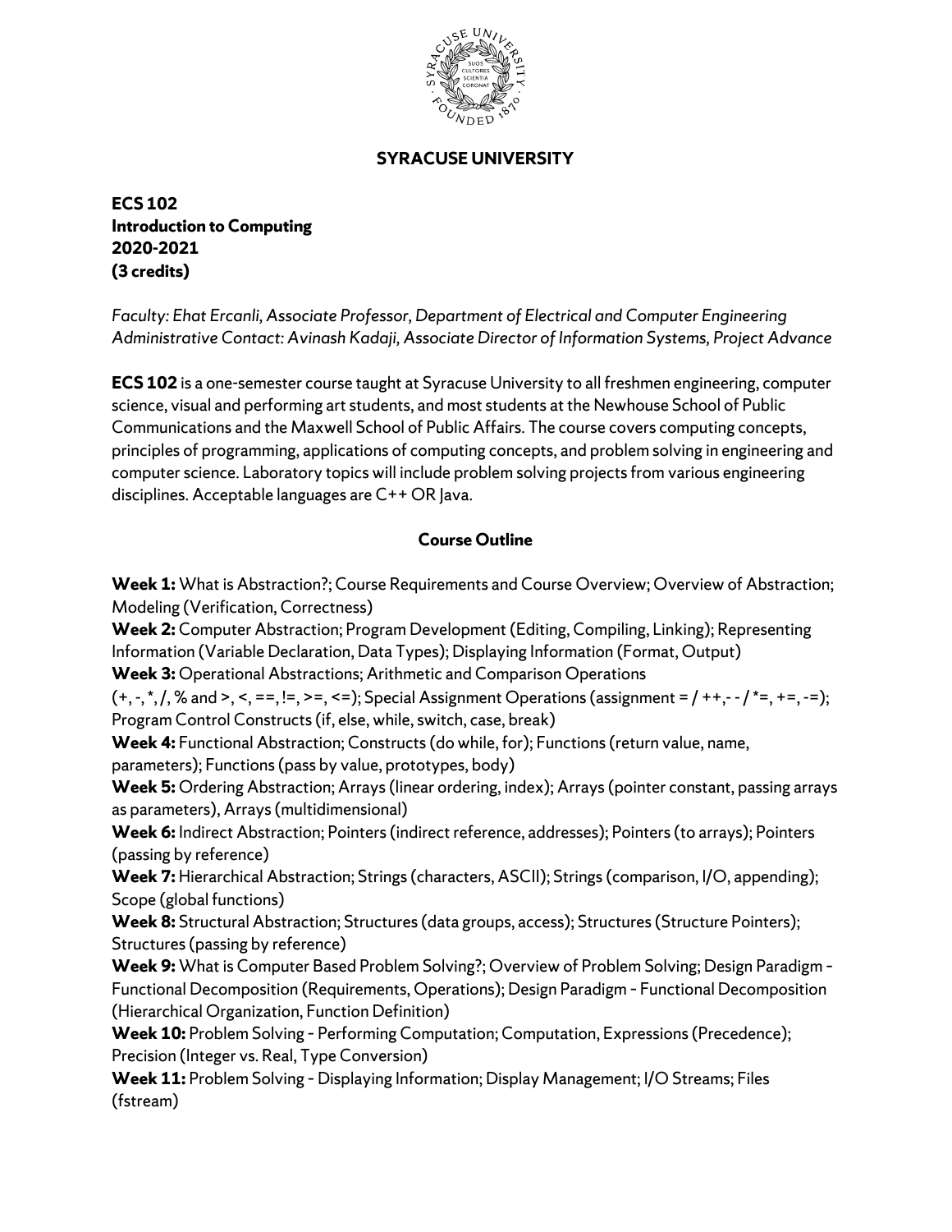# SYRACUSE UNIVERSITY

**ECS 102**
**Introduction to Computing**
**2020-2021**
**(3 credits)**

*Faculty: Ehat Ercanli, Associate Professor, Department of Electrical and Computer Engineering*
*Administrative Contact: Avinash Kadaji, Associate Director of Information Systems, Project Advance*

**ECS 102** is a one-semester course taught at Syracuse University to all freshmen engineering, computer science, visual and performing art students, and most students at the Newhouse School of Public Communications and the Maxwell School of Public Affairs. The course covers computing concepts, principles of programming, applications of computing concepts, and problem solving in engineering and computer science. Laboratory topics will include problem solving projects from various engineering disciplines. Acceptable languages are C++ OR Java.

## Course Outline

**Week 1:** What is Abstraction?; Course Requirements and Course Overview; Overview of Abstraction; Modeling (Verification, Correctness)
**Week 2:** Computer Abstraction; Program Development (Editing, Compiling, Linking); Representing Information (Variable Declaration, Data Types); Displaying Information (Format, Output)
**Week 3:** Operational Abstractions; Arithmetic and Comparison Operations (+, -, *, /, % and >, <, ==, !=, >=, <=); Special Assignment Operations (assignment = / ++,- - / *=, +=, -=); Program Control Constructs (if, else, while, switch, case, break)
**Week 4:** Functional Abstraction; Constructs (do while, for); Functions (return value, name, parameters); Functions (pass by value, prototypes, body)
**Week 5:** Ordering Abstraction; Arrays (linear ordering, index); Arrays (pointer constant, passing arrays as parameters), Arrays (multidimensional)
**Week 6:** Indirect Abstraction; Pointers (indirect reference, addresses); Pointers (to arrays); Pointers (passing by reference)
**Week 7:** Hierarchical Abstraction; Strings (characters, ASCII); Strings (comparison, I/O, appending); Scope (global functions)
**Week 8:** Structural Abstraction; Structures (data groups, access); Structures (Structure Pointers); Structures (passing by reference)
**Week 9:** What is Computer Based Problem Solving?; Overview of Problem Solving; Design Paradigm - Functional Decomposition (Requirements, Operations); Design Paradigm - Functional Decomposition (Hierarchical Organization, Function Definition)
**Week 10:** Problem Solving - Performing Computation; Computation, Expressions (Precedence); Precision (Integer vs. Real, Type Conversion)
**Week 11:** Problem Solving - Displaying Information; Display Management; I/O Streams; Files (fstream)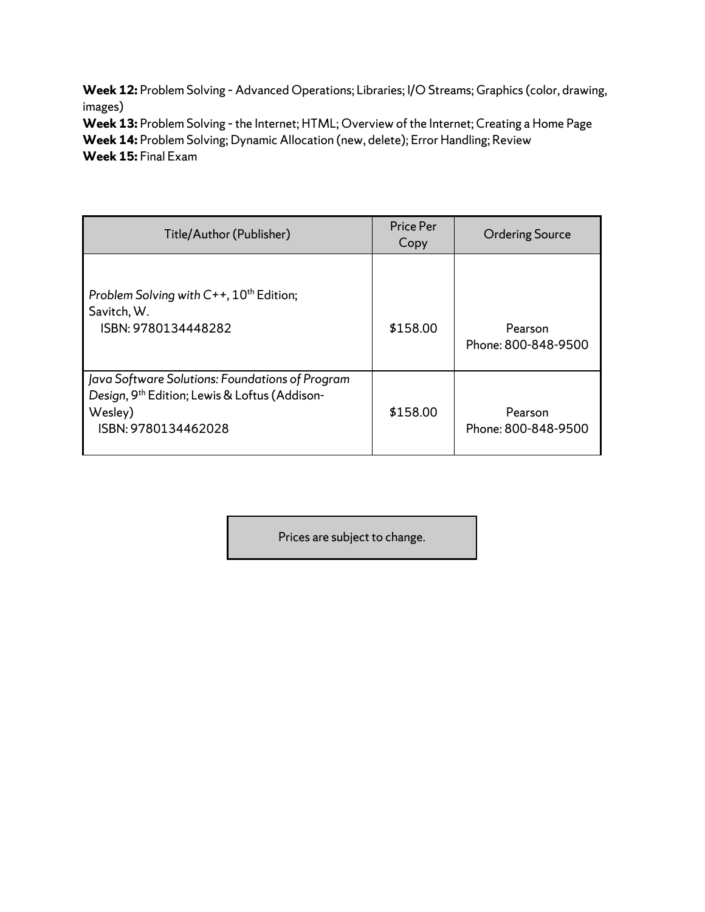**Week 12:** Problem Solving - Advanced Operations; Libraries; I/O Streams; Graphics (color, drawing, images)
**Week 13:** Problem Solving - the Internet; HTML; Overview of the Internet; Creating a Home Page
**Week 14:** Problem Solving; Dynamic Allocation (new, delete); Error Handling; Review
**Week 15:** Final Exam

| Title/Author (Publisher) | Price Per Copy | Ordering Source |
| --- | --- | --- |
| *Problem Solving with C++*, 10th Edition; Savitch, W. ISBN: 9780134448282 | $158.00 | Pearson Phone: 800-848-9500 |
| *Java Software Solutions: Foundations of Program Design*, 9th Edition; Lewis & Loftus (Addison-Wesley) ISBN: 9780134462028 | $158.00 | Pearson Phone: 800-848-9500 |

Prices are subject to change.